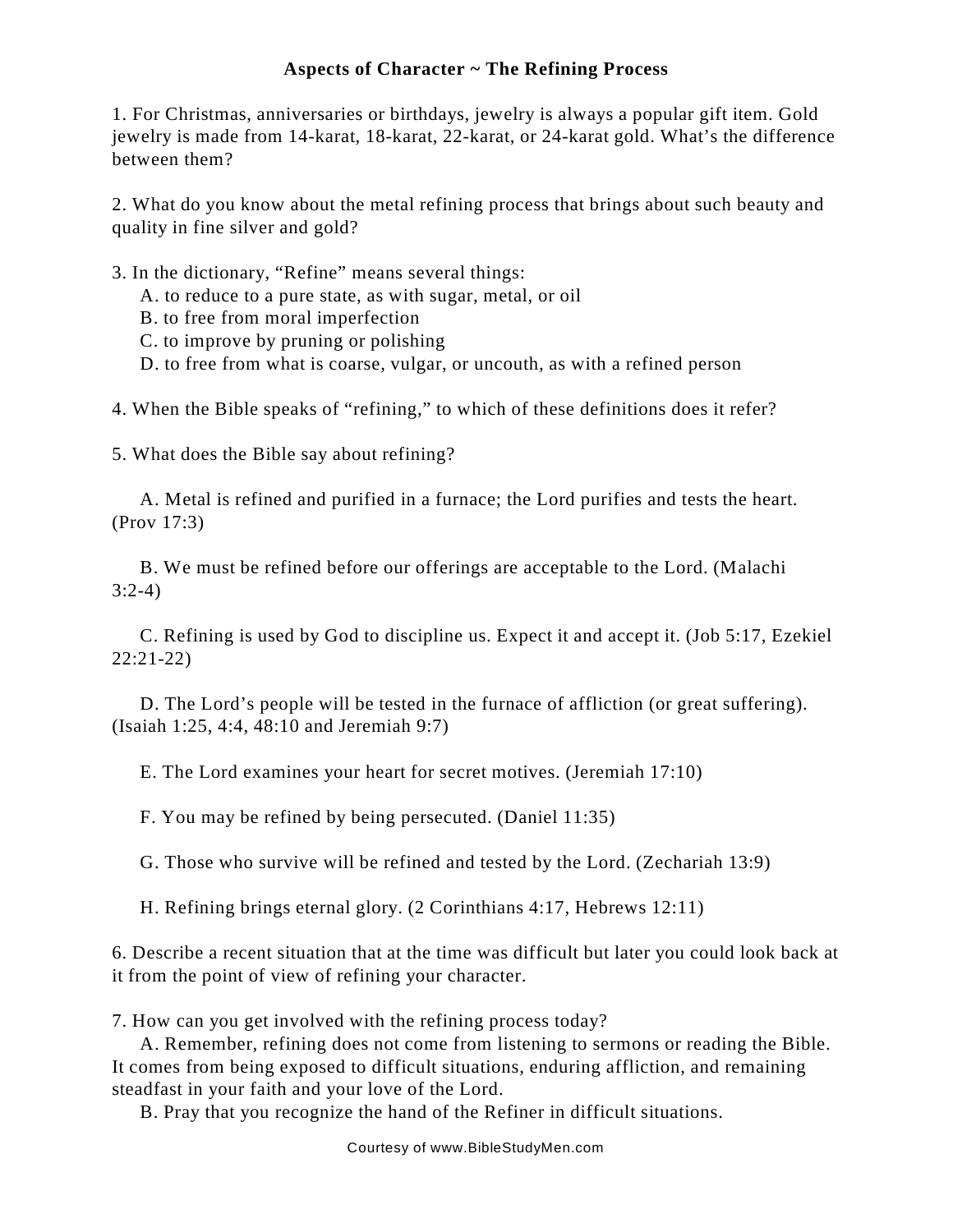# Aspects of Character ~ The Refining Process

1. For Christmas, anniversaries or birthdays, jewelry is always a popular gift item. Gold jewelry is made from 14-karat, 18-karat, 22-karat, or 24-karat gold. What's the difference between them?

2. What do you know about the metal refining process that brings about such beauty and quality in fine silver and gold?

3. In the dictionary, "Refine" means several things:
   A. to reduce to a pure state, as with sugar, metal, or oil
   B. to free from moral imperfection
   C. to improve by pruning or polishing
   D. to free from what is coarse, vulgar, or uncouth, as with a refined person

4. When the Bible speaks of "refining," to which of these definitions does it refer?

5. What does the Bible say about refining?

   A. Metal is refined and purified in a furnace; the Lord purifies and tests the heart. (Prov 17:3)

   B. We must be refined before our offerings are acceptable to the Lord. (Malachi 3:2-4)

   C. Refining is used by God to discipline us. Expect it and accept it. (Job 5:17, Ezekiel 22:21-22)

   D. The Lord's people will be tested in the furnace of affliction (or great suffering). (Isaiah 1:25, 4:4, 48:10 and Jeremiah 9:7)

   E. The Lord examines your heart for secret motives. (Jeremiah 17:10)

   F. You may be refined by being persecuted. (Daniel 11:35)

   G. Those who survive will be refined and tested by the Lord. (Zechariah 13:9)

   H. Refining brings eternal glory. (2 Corinthians 4:17, Hebrews 12:11)

6. Describe a recent situation that at the time was difficult but later you could look back at it from the point of view of refining your character.

7. How can you get involved with the refining process today?
   A. Remember, refining does not come from listening to sermons or reading the Bible. It comes from being exposed to difficult situations, enduring affliction, and remaining steadfast in your faith and your love of the Lord.
   B. Pray that you recognize the hand of the Refiner in difficult situations.

Courtesy of www.BibleStudyMen.com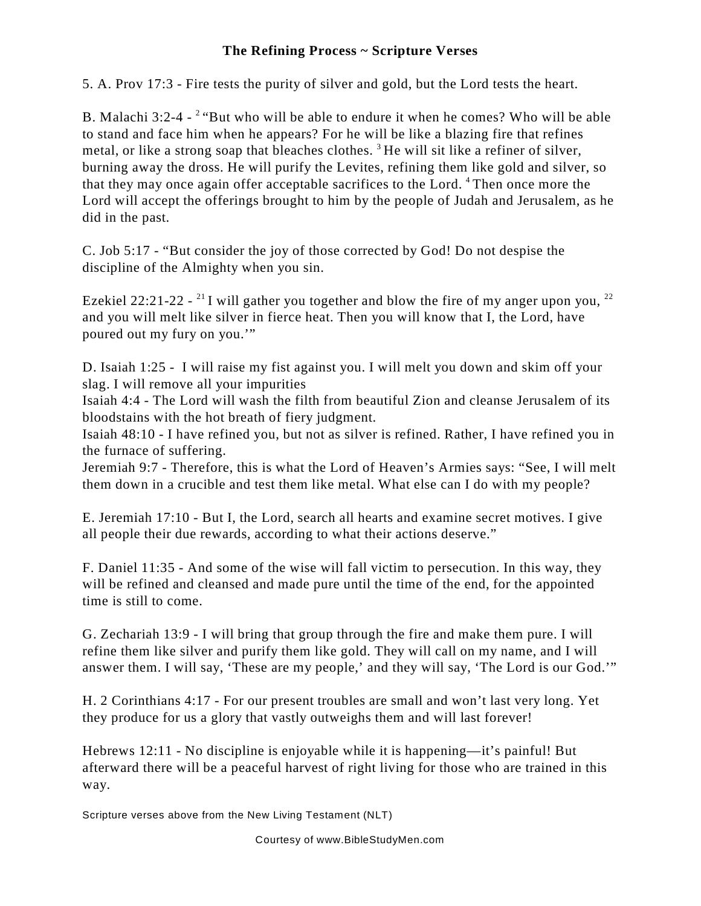**The Refining Process ~ Scripture Verses**

5. A. Prov 17:3 - Fire tests the purity of silver and gold, but the Lord tests the heart.

B. Malachi 3:2-4 - [2] "But who will be able to endure it when he comes? Who will be able to stand and face him when he appears? For he will be like a blazing fire that refines metal, or like a strong soap that bleaches clothes. [3] He will sit like a refiner of silver, burning away the dross. He will purify the Levites, refining them like gold and silver, so that they may once again offer acceptable sacrifices to the Lord. [4] Then once more the Lord will accept the offerings brought to him by the people of Judah and Jerusalem, as he did in the past.

C. Job 5:17 - "But consider the joy of those corrected by God! Do not despise the discipline of the Almighty when you sin.

Ezekiel 22:21-22 - [21] I will gather you together and blow the fire of my anger upon you, [22] and you will melt like silver in fierce heat. Then you will know that I, the Lord, have poured out my fury on you.'"

D. Isaiah 1:25 - I will raise my fist against you. I will melt you down and skim off your slag. I will remove all your impurities
Isaiah 4:4 - The Lord will wash the filth from beautiful Zion and cleanse Jerusalem of its bloodstains with the hot breath of fiery judgment.
Isaiah 48:10 - I have refined you, but not as silver is refined. Rather, I have refined you in the furnace of suffering.
Jeremiah 9:7 - Therefore, this is what the Lord of Heaven's Armies says: "See, I will melt them down in a crucible and test them like metal. What else can I do with my people?

E. Jeremiah 17:10 - But I, the Lord, search all hearts and examine secret motives. I give all people their due rewards, according to what their actions deserve."

F. Daniel 11:35 - And some of the wise will fall victim to persecution. In this way, they will be refined and cleansed and made pure until the time of the end, for the appointed time is still to come.

G. Zechariah 13:9 - I will bring that group through the fire and make them pure. I will refine them like silver and purify them like gold. They will call on my name, and I will answer them. I will say, 'These are my people,' and they will say, 'The Lord is our God.'"

H. 2 Corinthians 4:17 - For our present troubles are small and won't last very long. Yet they produce for us a glory that vastly outweighs them and will last forever!

Hebrews 12:11 - No discipline is enjoyable while it is happening—it's painful! But afterward there will be a peaceful harvest of right living for those who are trained in this way.

Scripture verses above from the New Living Testament (NLT)

Courtesy of www.BibleStudyMen.com